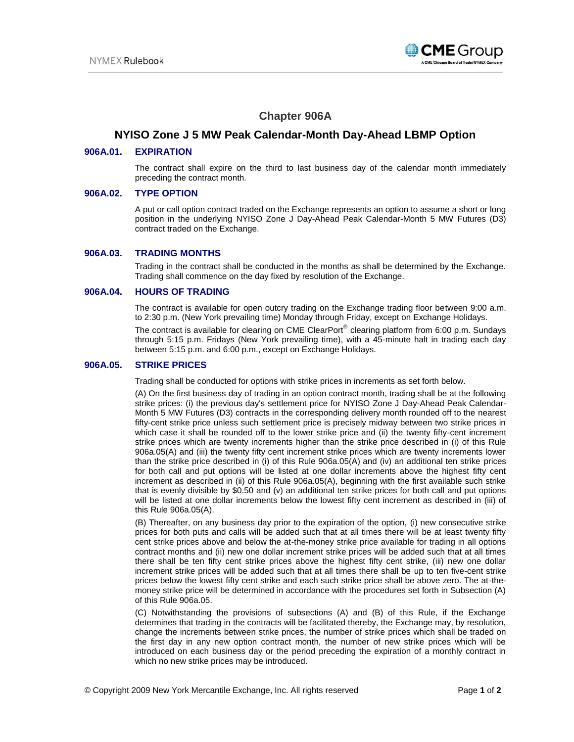# Chapter 906A

## NYISO Zone J 5 MW Peak Calendar-Month Day-Ahead LBMP Option

### 906A.01. EXPIRATION

The contract shall expire on the third to last business day of the calendar month immediately preceding the contract month.

### 906A.02. TYPE OPTION

A put or call option contract traded on the Exchange represents an option to assume a short or long position in the underlying NYISO Zone J Day-Ahead Peak Calendar-Month 5 MW Futures (D3) contract traded on the Exchange.

### 906A.03. TRADING MONTHS

Trading in the contract shall be conducted in the months as shall be determined by the Exchange. Trading shall commence on the day fixed by resolution of the Exchange.

### 906A.04. HOURS OF TRADING

The contract is available for open outcry trading on the Exchange trading floor between 9:00 a.m. to 2:30 p.m. (New York prevailing time) Monday through Friday, except on Exchange Holidays.

The contract is available for clearing on CME ClearPort® clearing platform from 6:00 p.m. Sundays through 5:15 p.m. Fridays (New York prevailing time), with a 45-minute halt in trading each day between 5:15 p.m. and 6:00 p.m., except on Exchange Holidays.

### 906A.05. STRIKE PRICES

Trading shall be conducted for options with strike prices in increments as set forth below.

(A) On the first business day of trading in an option contract month, trading shall be at the following strike prices: (i) the previous day's settlement price for NYISO Zone J Day-Ahead Peak Calendar-Month 5 MW Futures (D3) contracts in the corresponding delivery month rounded off to the nearest fifty-cent strike price unless such settlement price is precisely midway between two strike prices in which case it shall be rounded off to the lower strike price and (ii) the twenty fifty-cent increment strike prices which are twenty increments higher than the strike price described in (i) of this Rule 906a.05(A) and (iii) the twenty fifty cent increment strike prices which are twenty increments lower than the strike price described in (i) of this Rule 906A.05(A) and (iv) an additional ten strike prices for both call and put options will be listed at one dollar increments above the highest fifty cent increment as described in (ii) of this Rule 906a.05(A), beginning with the first available such strike that is evenly divisible by $0.50 and (v) an additional ten strike prices for both call and put options will be listed at one dollar increments below the lowest fifty cent increment as described in (iii) of this Rule 906a.05(A).

(B) Thereafter, on any business day prior to the expiration of the option, (i) new consecutive strike prices for both puts and calls will be added such that at all times there will be at least twenty fifty cent strike prices above and below the at-the-money strike price available for trading in all options contract months and (ii) new one dollar increment strike prices will be added such that at all times there shall be ten fifty cent strike prices above the highest fifty cent strike, (iii) new one dollar increment strike prices will be added such that at all times there shall be up to ten five-cent strike prices below the lowest fifty cent strike and each such strike price shall be above zero. The at-the-money strike price will be determined in accordance with the procedures set forth in Subsection (A) of this Rule 906a.05.

(C) Notwithstanding the provisions of subsections (A) and (B) of this Rule, if the Exchange determines that trading in the contracts will be facilitated thereby, the Exchange may, by resolution, change the increments between strike prices, the number of strike prices which shall be traded on the first day in any new option contract month, the number of new strike prices which will be introduced on each business day or the period preceding the expiration of a monthly contract in which no new strike prices may be introduced.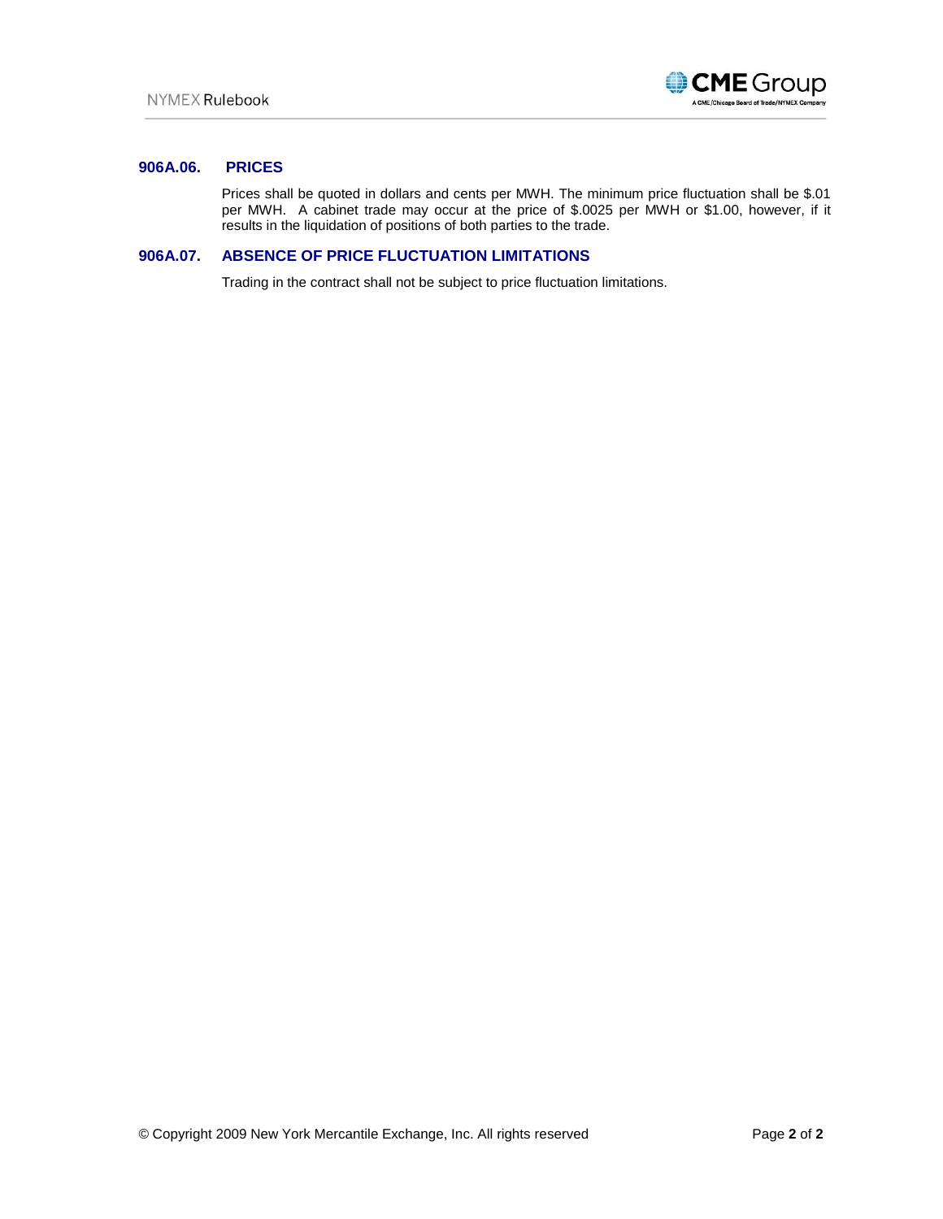### 906A.06. PRICES

Prices shall be quoted in dollars and cents per MWH. The minimum price fluctuation shall be $.01 per MWH. A cabinet trade may occur at the price of $.0025 per MWH or $1.00, however, if it results in the liquidation of positions of both parties to the trade.

### 906A.07. ABSENCE OF PRICE FLUCTUATION LIMITATIONS

Trading in the contract shall not be subject to price fluctuation limitations.